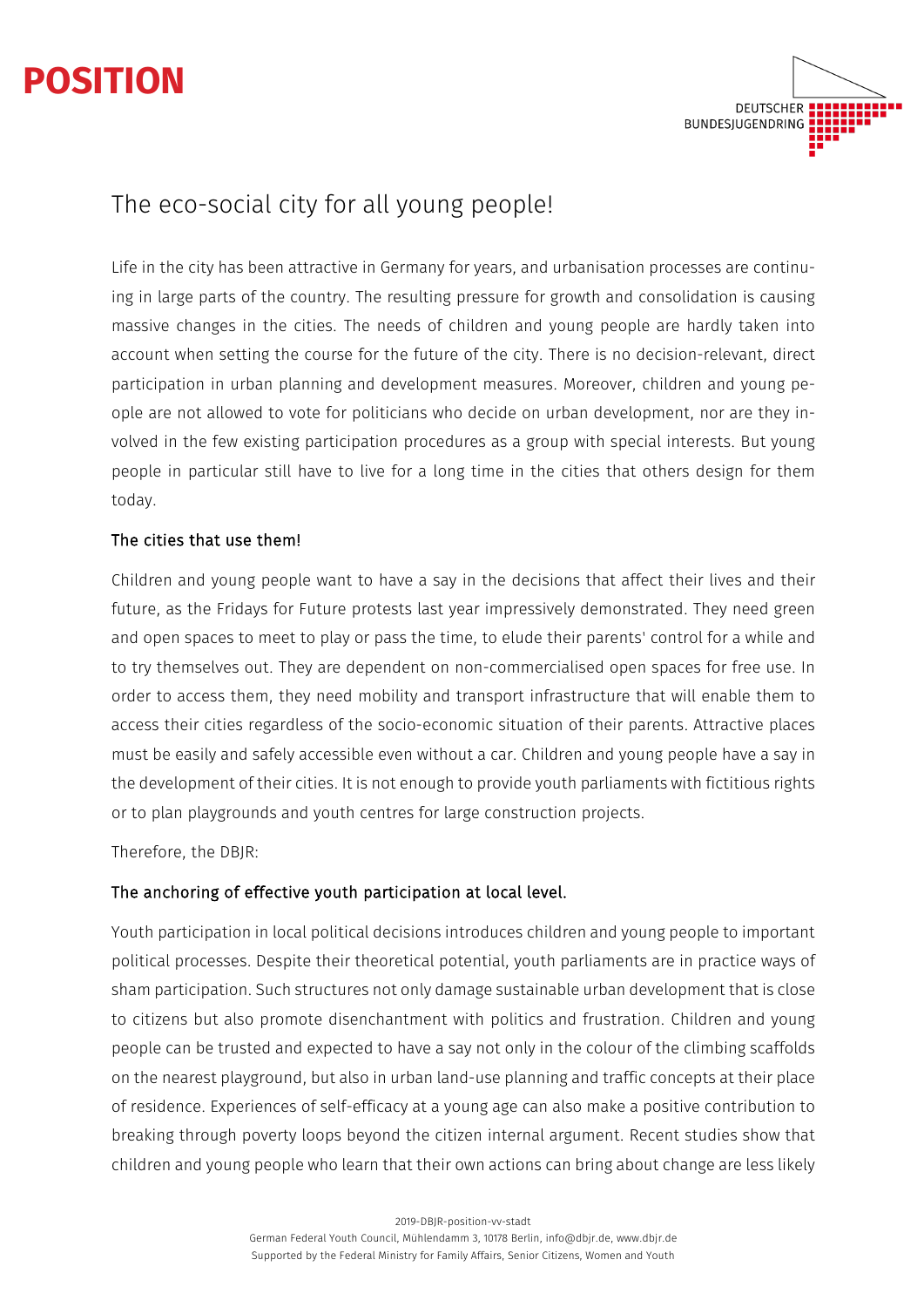# POSITION

DEUTSCHER BUNDESJUGENDRING

## The eco-social city for all young people!

Life in the city has been attractive in Germany for years, and urbanisation processes are continuing in large parts of the country. The resulting pressure for growth and consolidation is causing massive changes in the cities. The needs of children and young people are hardly taken into account when setting the course for the future of the city. There is no decision-relevant, direct participation in urban planning and development measures. Moreover, children and young people are not allowed to vote for politicians who decide on urban development, nor are they involved in the few existing participation procedures as a group with special interests. But young people in particular still have to live for a long time in the cities that others design for them today.

### The cities that use them!

Children and young people want to have a say in the decisions that affect their lives and their future, as the Fridays for Future protests last year impressively demonstrated. They need green and open spaces to meet to play or pass the time, to elude their parents' control for a while and to try themselves out. They are dependent on non-commercialised open spaces for free use. In order to access them, they need mobility and transport infrastructure that will enable them to access their cities regardless of the socio-economic situation of their parents. Attractive places must be easily and safely accessible even without a car. Children and young people have a say in the development of their cities. It is not enough to provide youth parliaments with fictitious rights or to plan playgrounds and youth centres for large construction projects.

Therefore, the DBJR:

### The anchoring of effective youth participation at local level.

Youth participation in local political decisions introduces children and young people to important political processes. Despite their theoretical potential, youth parliaments are in practice ways of sham participation. Such structures not only damage sustainable urban development that is close to citizens but also promote disenchantment with politics and frustration. Children and young people can be trusted and expected to have a say not only in the colour of the climbing scaffolds on the nearest playground, but also in urban land-use planning and traffic concepts at their place of residence. Experiences of self-efficacy at a young age can also make a positive contribution to breaking through poverty loops beyond the citizen internal argument. Recent studies show that children and young people who learn that their own actions can bring about change are less likely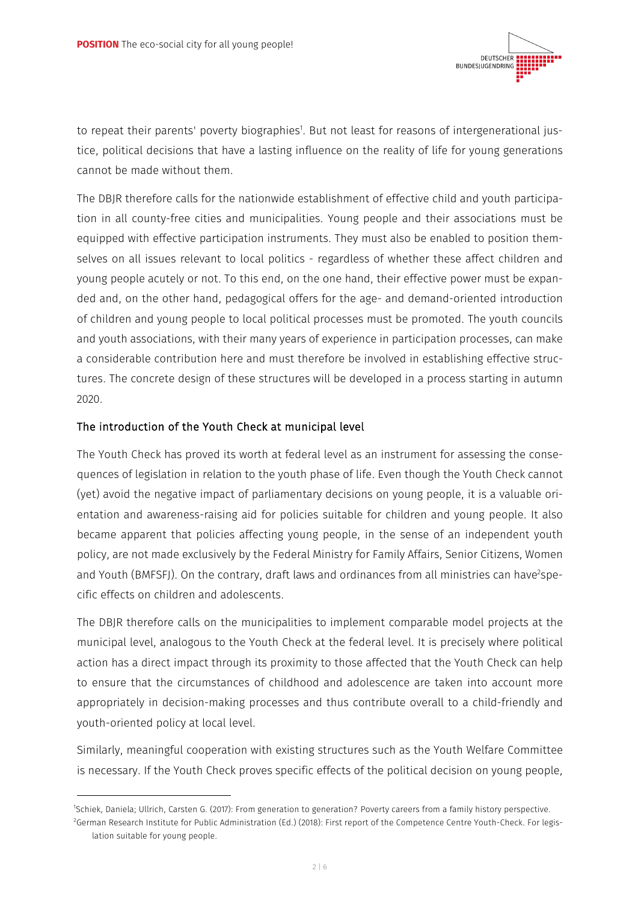to repeat their parents' poverty biographies[1]. But not least for reasons of intergenerational justice, political decisions that have a lasting influence on the reality of life for young generations cannot be made without them.

The DBJR therefore calls for the nationwide establishment of effective child and youth participation in all county-free cities and municipalities. Young people and their associations must be equipped with effective participation instruments. They must also be enabled to position themselves on all issues relevant to local politics - regardless of whether these affect children and young people acutely or not. To this end, on the one hand, their effective power must be expanded and, on the other hand, pedagogical offers for the age- and demand-oriented introduction of children and young people to local political processes must be promoted. The youth councils and youth associations, with their many years of experience in participation processes, can make a considerable contribution here and must therefore be involved in establishing effective structures. The concrete design of these structures will be developed in a process starting in autumn 2020.

### The introduction of the Youth Check at municipal level

The Youth Check has proved its worth at federal level as an instrument for assessing the consequences of legislation in relation to the youth phase of life. Even though the Youth Check cannot (yet) avoid the negative impact of parliamentary decisions on young people, it is a valuable orientation and awareness-raising aid for policies suitable for children and young people. It also became apparent that policies affecting young people, in the sense of an independent youth policy, are not made exclusively by the Federal Ministry for Family Affairs, Senior Citizens, Women and Youth (BMFSFJ). On the contrary, draft laws and ordinances from all ministries can have[2] specific effects on children and adolescents.

The DBJR therefore calls on the municipalities to implement comparable model projects at the municipal level, analogous to the Youth Check at the federal level. It is precisely where political action has a direct impact through its proximity to those affected that the Youth Check can help to ensure that the circumstances of childhood and adolescence are taken into account more appropriately in decision-making processes and thus contribute overall to a child-friendly and youth-oriented policy at local level.

Similarly, meaningful cooperation with existing structures such as the Youth Welfare Committee is necessary. If the Youth Check proves specific effects of the political decision on young people,

---

[1] Schiek, Daniela; Ullrich, Carsten G. (2017): From generation to generation? Poverty careers from a family history perspective.

[2] German Research Institute for Public Administration (Ed.) (2018): First report of the Competence Centre Youth-Check. For legislation suitable for young people.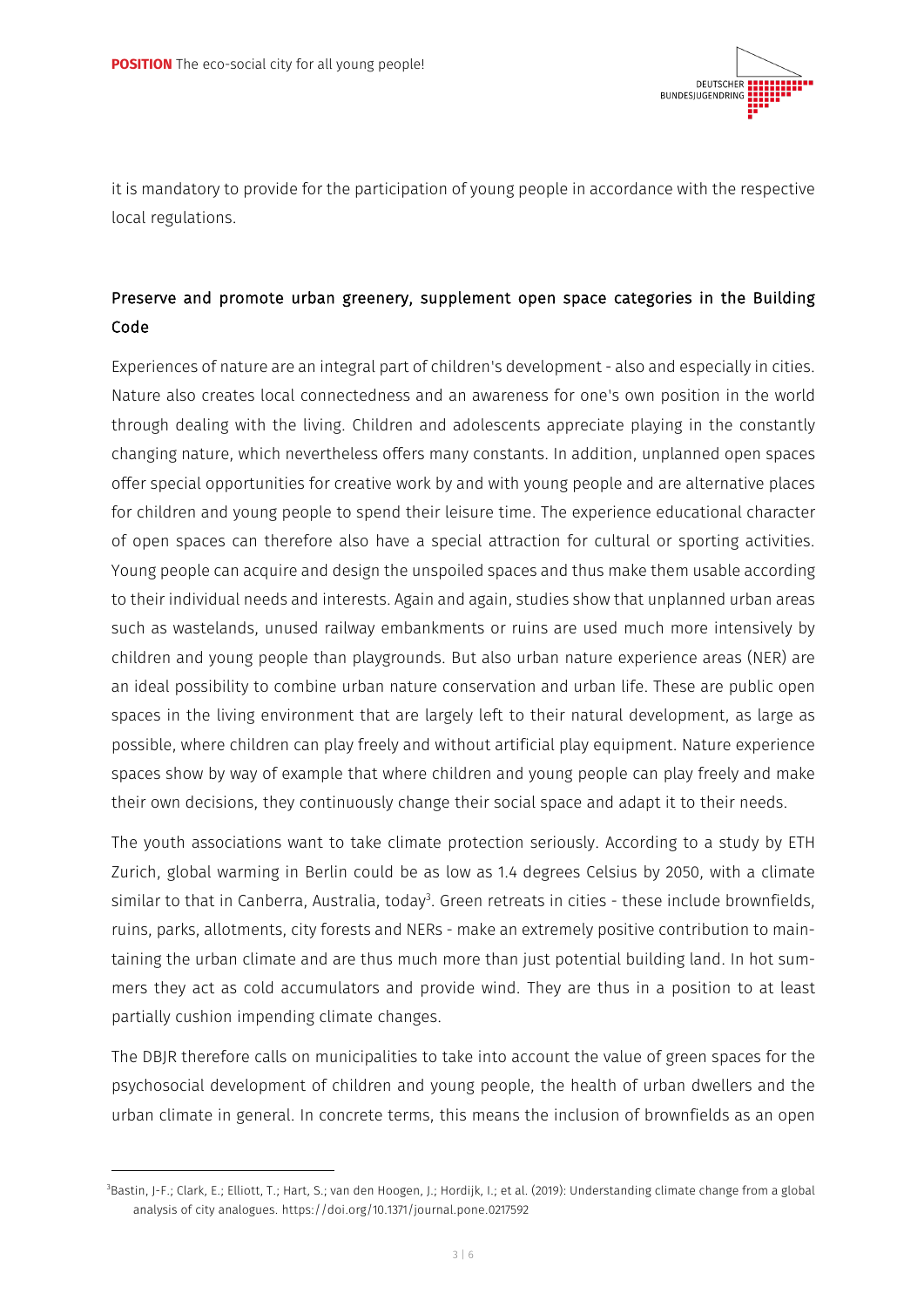it is mandatory to provide for the participation of young people in accordance with the respective local regulations.

## Preserve and promote urban greenery, supplement open space categories in the Building Code

Experiences of nature are an integral part of children's development - also and especially in cities. Nature also creates local connectedness and an awareness for one's own position in the world through dealing with the living. Children and adolescents appreciate playing in the constantly changing nature, which nevertheless offers many constants. In addition, unplanned open spaces offer special opportunities for creative work by and with young people and are alternative places for children and young people to spend their leisure time. The experience educational character of open spaces can therefore also have a special attraction for cultural or sporting activities. Young people can acquire and design the unspoiled spaces and thus make them usable according to their individual needs and interests. Again and again, studies show that unplanned urban areas such as wastelands, unused railway embankments or ruins are used much more intensively by children and young people than playgrounds. But also urban nature experience areas (NER) are an ideal possibility to combine urban nature conservation and urban life. These are public open spaces in the living environment that are largely left to their natural development, as large as possible, where children can play freely and without artificial play equipment. Nature experience spaces show by way of example that where children and young people can play freely and make their own decisions, they continuously change their social space and adapt it to their needs.

The youth associations want to take climate protection seriously. According to a study by ETH Zurich, global warming in Berlin could be as low as 1.4 degrees Celsius by 2050, with a climate similar to that in Canberra, Australia, today[3]. Green retreats in cities - these include brownfields, ruins, parks, allotments, city forests and NERs - make an extremely positive contribution to maintaining the urban climate and are thus much more than just potential building land. In hot summers they act as cold accumulators and provide wind. They are thus in a position to at least partially cushion impending climate changes.

The DBJR therefore calls on municipalities to take into account the value of green spaces for the psychosocial development of children and young people, the health of urban dwellers and the urban climate in general. In concrete terms, this means the inclusion of brownfields as an open

[3]Bastin, J-F.; Clark, E.; Elliott, T.; Hart, S.; van den Hoogen, J.; Hordijk, I.; et al. (2019): Understanding climate change from a global analysis of city analogues. https://doi.org/10.1371/journal.pone.0217592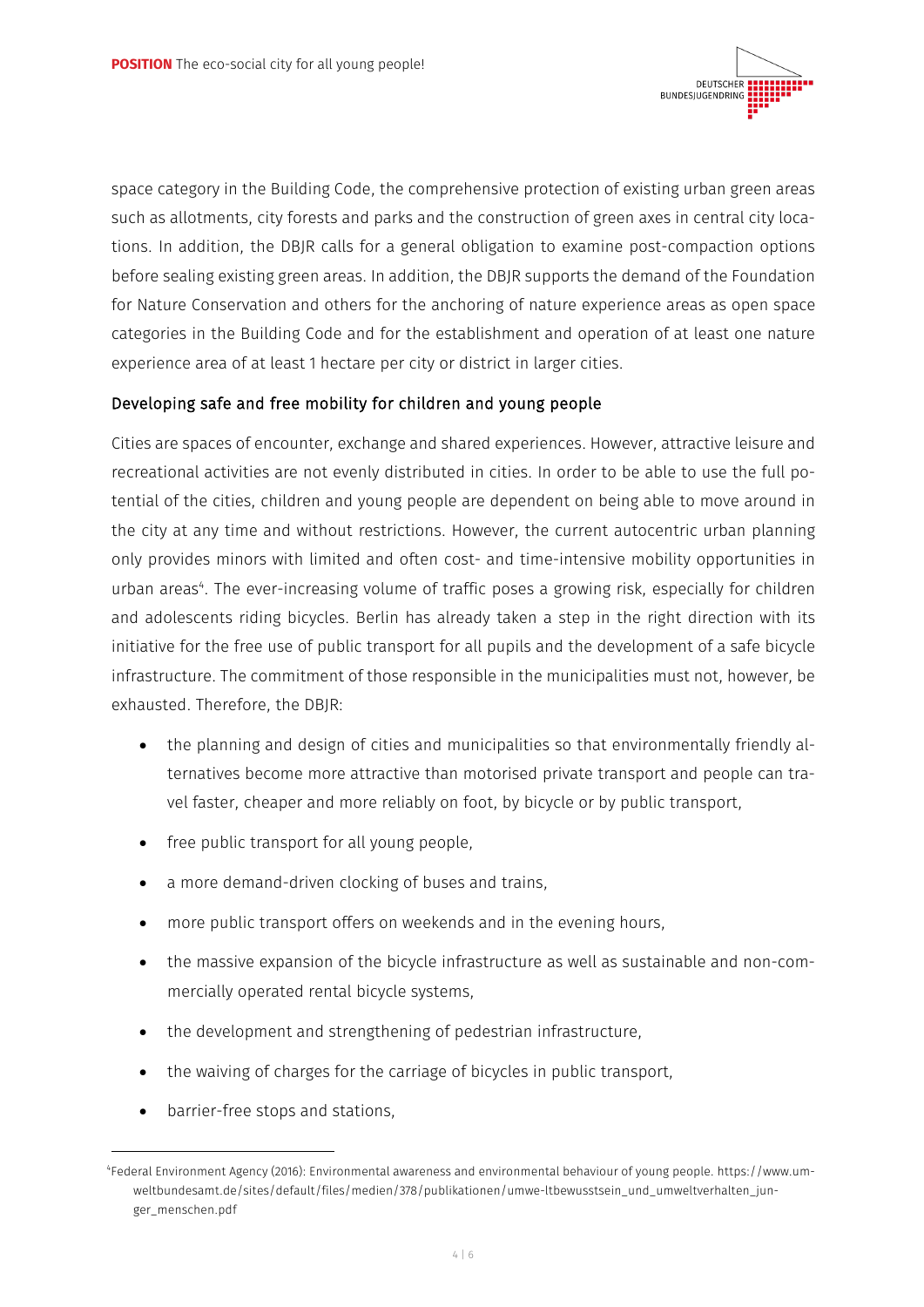space category in the Building Code, the comprehensive protection of existing urban green areas such as allotments, city forests and parks and the construction of green axes in central city locations. In addition, the DBJR calls for a general obligation to examine post-compaction options before sealing existing green areas. In addition, the DBJR supports the demand of the Foundation for Nature Conservation and others for the anchoring of nature experience areas as open space categories in the Building Code and for the establishment and operation of at least one nature experience area of at least 1 hectare per city or district in larger cities.

### Developing safe and free mobility for children and young people

Cities are spaces of encounter, exchange and shared experiences. However, attractive leisure and recreational activities are not evenly distributed in cities. In order to be able to use the full potential of the cities, children and young people are dependent on being able to move around in the city at any time and without restrictions. However, the current autocentric urban planning only provides minors with limited and often cost- and time-intensive mobility opportunities in urban areas[4]. The ever-increasing volume of traffic poses a growing risk, especially for children and adolescents riding bicycles. Berlin has already taken a step in the right direction with its initiative for the free use of public transport for all pupils and the development of a safe bicycle infrastructure. The commitment of those responsible in the municipalities must not, however, be exhausted. Therefore, the DBJR:

- the planning and design of cities and municipalities so that environmentally friendly alternatives become more attractive than motorised private transport and people can travel faster, cheaper and more reliably on foot, by bicycle or by public transport,
- free public transport for all young people,
- a more demand-driven clocking of buses and trains,
- more public transport offers on weekends and in the evening hours,
- the massive expansion of the bicycle infrastructure as well as sustainable and non-commercially operated rental bicycle systems,
- the development and strengthening of pedestrian infrastructure,
- the waiving of charges for the carriage of bicycles in public transport,
- barrier-free stops and stations,

[4] Federal Environment Agency (2016): Environmental awareness and environmental behaviour of young people. https://www.umweltbundesamt.de/sites/default/files/medien/378/publikationen/umwe-ltbewusstsein_und_umweltverhalten_junger_menschen.pdf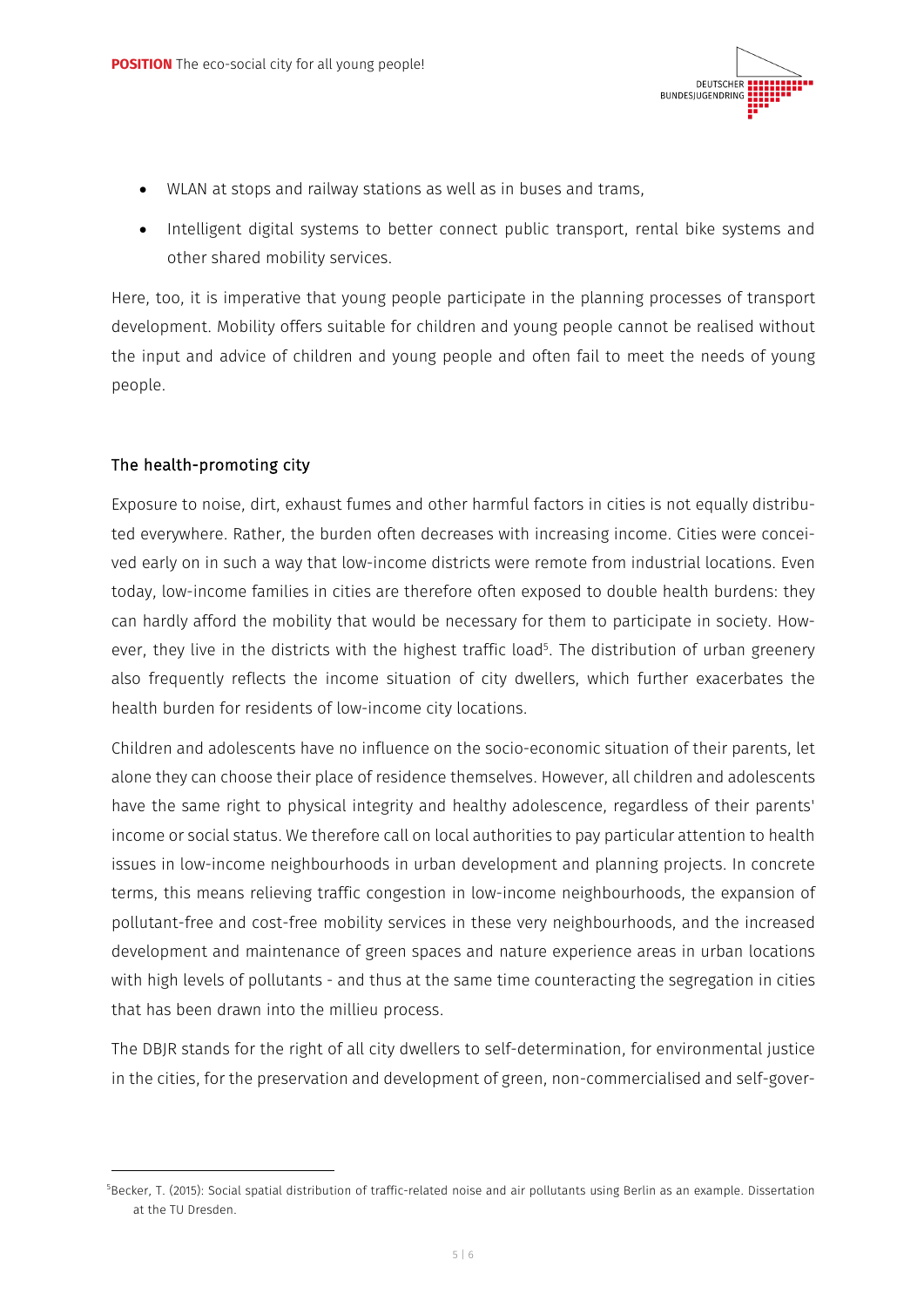- WLAN at stops and railway stations as well as in buses and trams,
- Intelligent digital systems to better connect public transport, rental bike systems and other shared mobility services.

Here, too, it is imperative that young people participate in the planning processes of transport development. Mobility offers suitable for children and young people cannot be realised without the input and advice of children and young people and often fail to meet the needs of young people.

## The health-promoting city

Exposure to noise, dirt, exhaust fumes and other harmful factors in cities is not equally distributed everywhere. Rather, the burden often decreases with increasing income. Cities were conceived early on in such a way that low-income districts were remote from industrial locations. Even today, low-income families in cities are therefore often exposed to double health burdens: they can hardly afford the mobility that would be necessary for them to participate in society. However, they live in the districts with the highest traffic load[5]. The distribution of urban greenery also frequently reflects the income situation of city dwellers, which further exacerbates the health burden for residents of low-income city locations.

Children and adolescents have no influence on the socio-economic situation of their parents, let alone they can choose their place of residence themselves. However, all children and adolescents have the same right to physical integrity and healthy adolescence, regardless of their parents' income or social status. We therefore call on local authorities to pay particular attention to health issues in low-income neighbourhoods in urban development and planning projects. In concrete terms, this means relieving traffic congestion in low-income neighbourhoods, the expansion of pollutant-free and cost-free mobility services in these very neighbourhoods, and the increased development and maintenance of green spaces and nature experience areas in urban locations with high levels of pollutants - and thus at the same time counteracting the segregation in cities that has been drawn into the millieu process.

The DBJR stands for the right of all city dwellers to self-determination, for environmental justice in the cities, for the preservation and development of green, non-commercialised and self-gover-

[5] Becker, T. (2015): Social spatial distribution of traffic-related noise and air pollutants using Berlin as an example. Dissertation at the TU Dresden.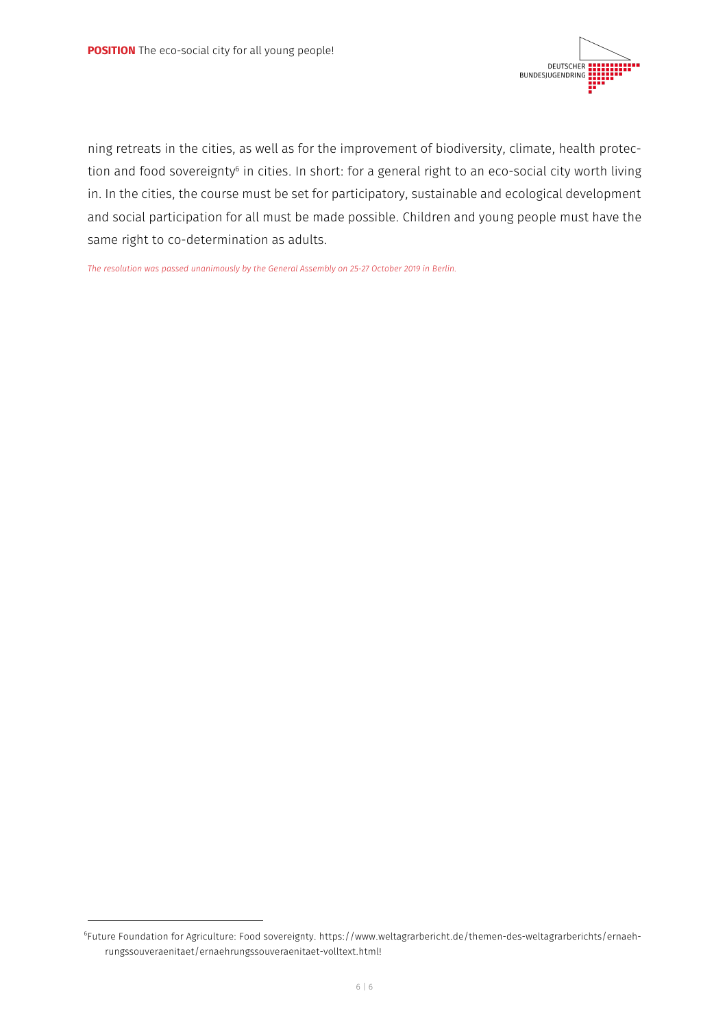ning retreats in the cities, as well as for the improvement of biodiversity, climate, health protection and food sovereignty[6] in cities. In short: for a general right to an eco-social city worth living in. In the cities, the course must be set for participatory, sustainable and ecological development and social participation for all must be made possible. Children and young people must have the same right to co-determination as adults.

*The resolution was passed unanimously by the General Assembly on 25-27 October 2019 in Berlin.*

---

[6] Future Foundation for Agriculture: Food sovereignty. https://www.weltagrarbericht.de/themen-des-weltagrarberichts/ernaehrungssouveraenitaet/ernaehrungssouveraenitaet-volltext.html!